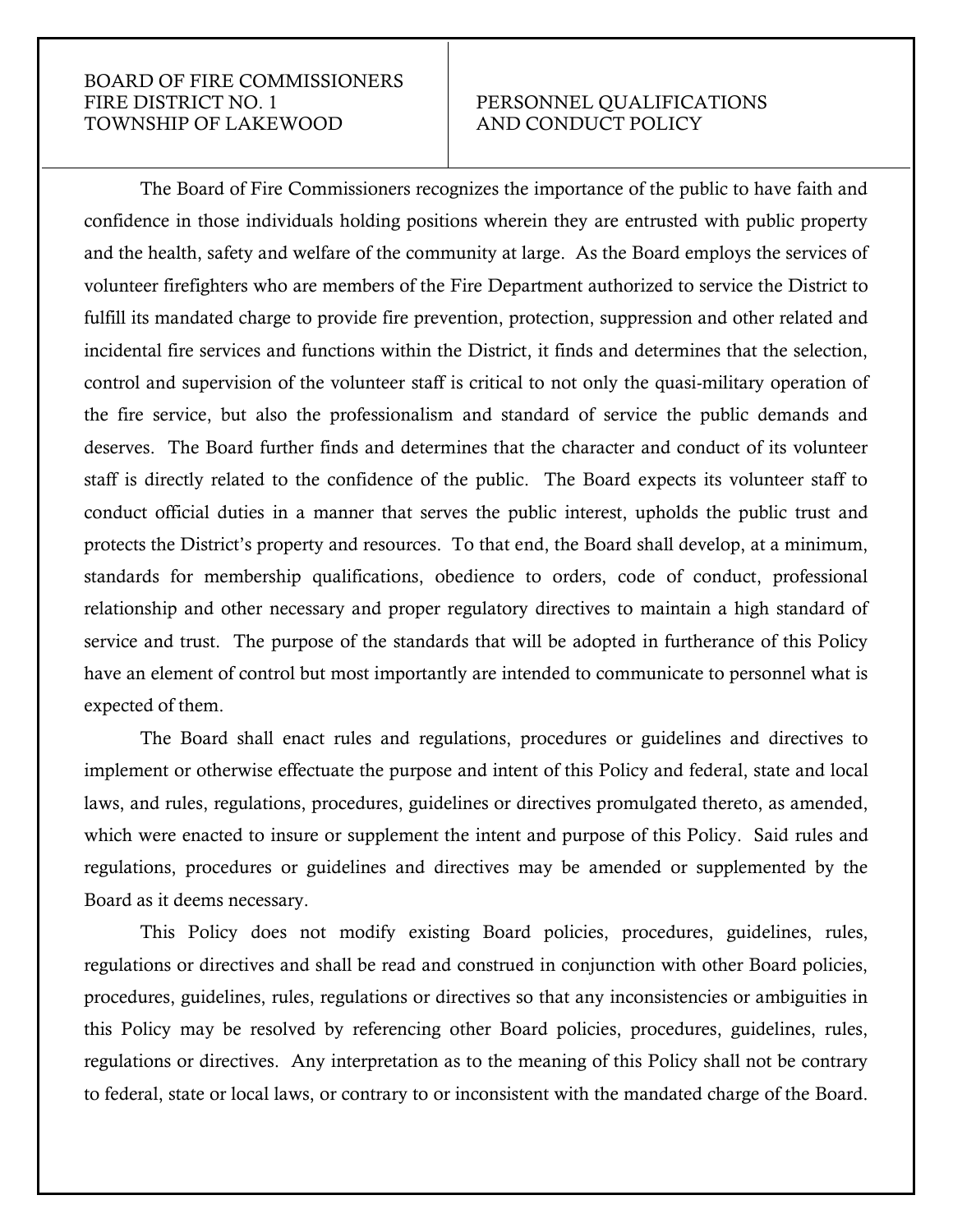| BOARD OF FIRE COMMISSIONERS<br>FIRE DISTRICT NO. 1<br>TOWNSHIP OF LAKEWOOD | PERSONNEL QUALIFICATIONS<br>AND CONDUCT POLICY |
|---|---|

The Board of Fire Commissioners recognizes the importance of the public to have faith and confidence in those individuals holding positions wherein they are entrusted with public property and the health, safety and welfare of the community at large. As the Board employs the services of volunteer firefighters who are members of the Fire Department authorized to service the District to fulfill its mandated charge to provide fire prevention, protection, suppression and other related and incidental fire services and functions within the District, it finds and determines that the selection, control and supervision of the volunteer staff is critical to not only the quasi-military operation of the fire service, but also the professionalism and standard of service the public demands and deserves. The Board further finds and determines that the character and conduct of its volunteer staff is directly related to the confidence of the public. The Board expects its volunteer staff to conduct official duties in a manner that serves the public interest, upholds the public trust and protects the District's property and resources. To that end, the Board shall develop, at a minimum, standards for membership qualifications, obedience to orders, code of conduct, professional relationship and other necessary and proper regulatory directives to maintain a high standard of service and trust. The purpose of the standards that will be adopted in furtherance of this Policy have an element of control but most importantly are intended to communicate to personnel what is expected of them.

The Board shall enact rules and regulations, procedures or guidelines and directives to implement or otherwise effectuate the purpose and intent of this Policy and federal, state and local laws, and rules, regulations, procedures, guidelines or directives promulgated thereto, as amended, which were enacted to insure or supplement the intent and purpose of this Policy. Said rules and regulations, procedures or guidelines and directives may be amended or supplemented by the Board as it deems necessary.

This Policy does not modify existing Board policies, procedures, guidelines, rules, regulations or directives and shall be read and construed in conjunction with other Board policies, procedures, guidelines, rules, regulations or directives so that any inconsistencies or ambiguities in this Policy may be resolved by referencing other Board policies, procedures, guidelines, rules, regulations or directives. Any interpretation as to the meaning of this Policy shall not be contrary to federal, state or local laws, or contrary to or inconsistent with the mandated charge of the Board.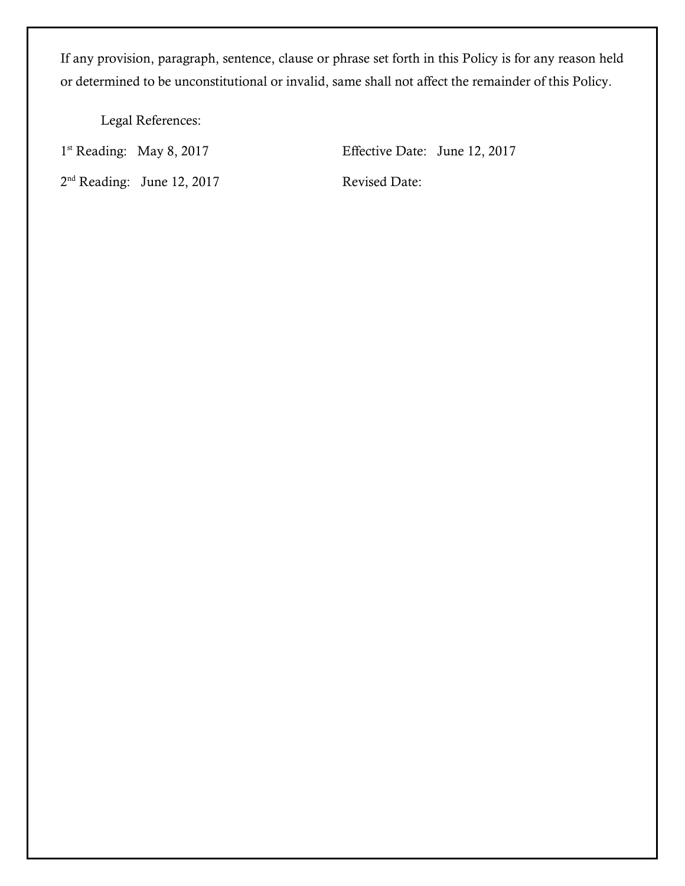If any provision, paragraph, sentence, clause or phrase set forth in this Policy is for any reason held or determined to be unconstitutional or invalid, same shall not affect the remainder of this Policy.

Legal References:

1st Reading: May 8, 2017

2nd Reading: June 12, 2017

Effective Date: June 12, 2017

Revised Date: